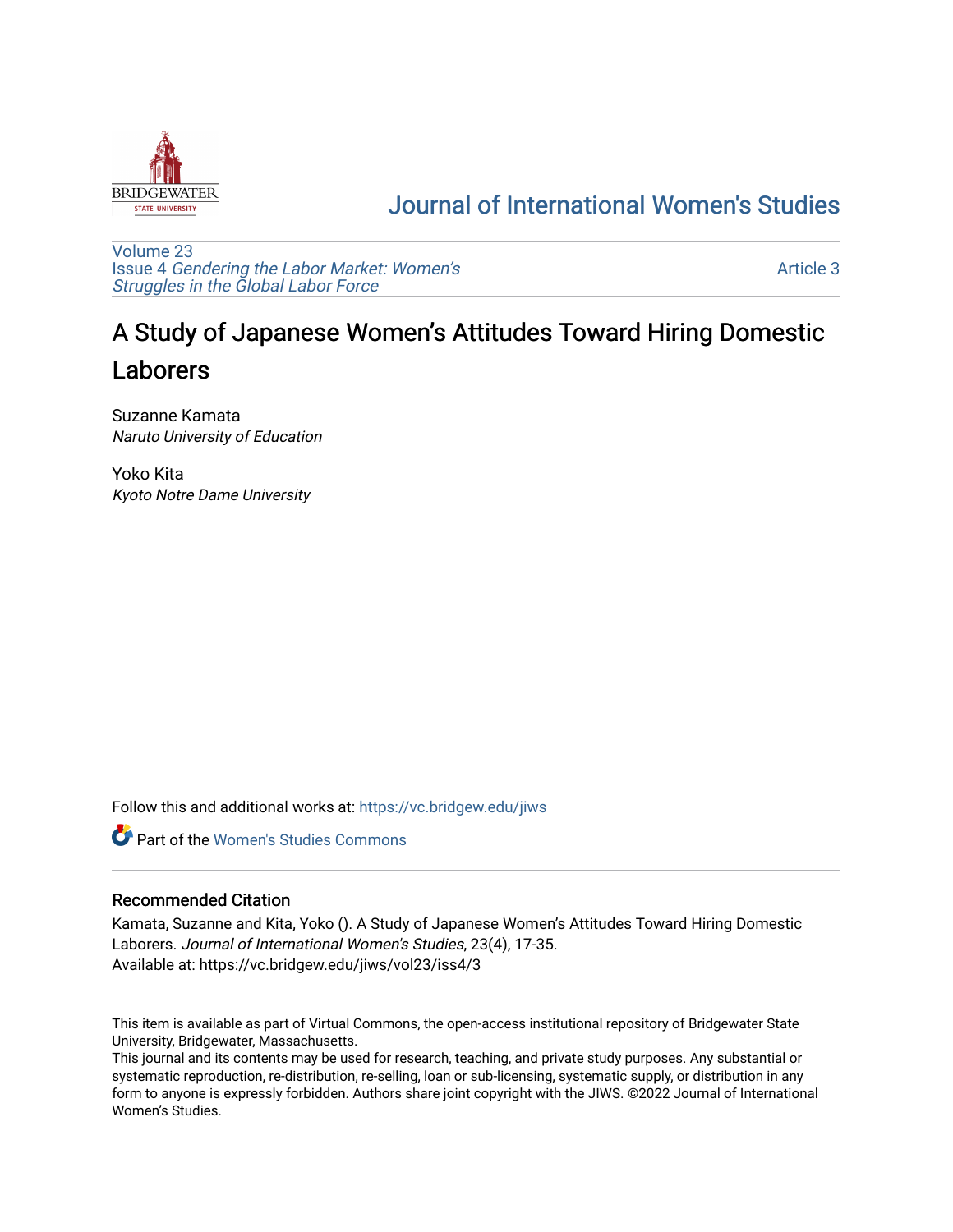# Journal of International Women's Studies

Volume 23
Issue 4 *Gendering the Labor Market: Women's Struggles in the Global Labor Force*

Article 3

# A Study of Japanese Women's Attitudes Toward Hiring Domestic Laborers

Suzanne Kamata
*Naruto University of Education*

Yoko Kita
*Kyoto Notre Dame University*

Follow this and additional works at: https://vc.bridgew.edu/jiws

Part of the Women's Studies Commons

## Recommended Citation

Kamata, Suzanne and Kita, Yoko (). A Study of Japanese Women's Attitudes Toward Hiring Domestic Laborers. *Journal of International Women's Studies*, 23(4), 17-35.
Available at: https://vc.bridgew.edu/jiws/vol23/iss4/3

This item is available as part of Virtual Commons, the open-access institutional repository of Bridgewater State University, Bridgewater, Massachusetts.
This journal and its contents may be used for research, teaching, and private study purposes. Any substantial or systematic reproduction, re-distribution, re-selling, loan or sub-licensing, systematic supply, or distribution in any form to anyone is expressly forbidden. Authors share joint copyright with the JIWS. ©2022 Journal of International Women's Studies.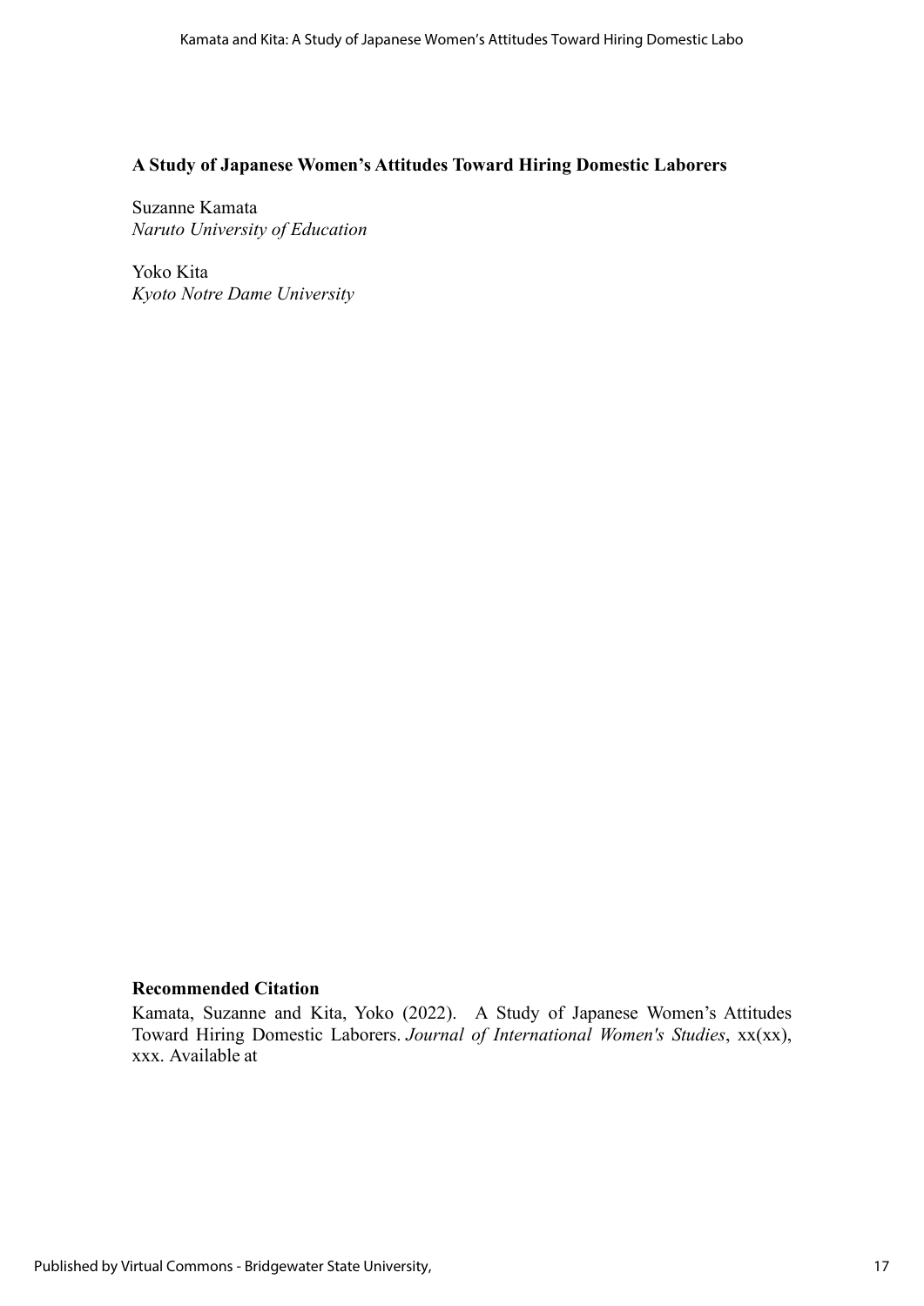**A Study of Japanese Women's Attitudes Toward Hiring Domestic Laborers**

Suzanne Kamata
*Naruto University of Education*

Yoko Kita
*Kyoto Notre Dame University*

**Recommended Citation**

Kamata, Suzanne and Kita, Yoko (2022). A Study of Japanese Women's Attitudes Toward Hiring Domestic Laborers. *Journal of International Women's Studies*, xx(xx), xxx. Available at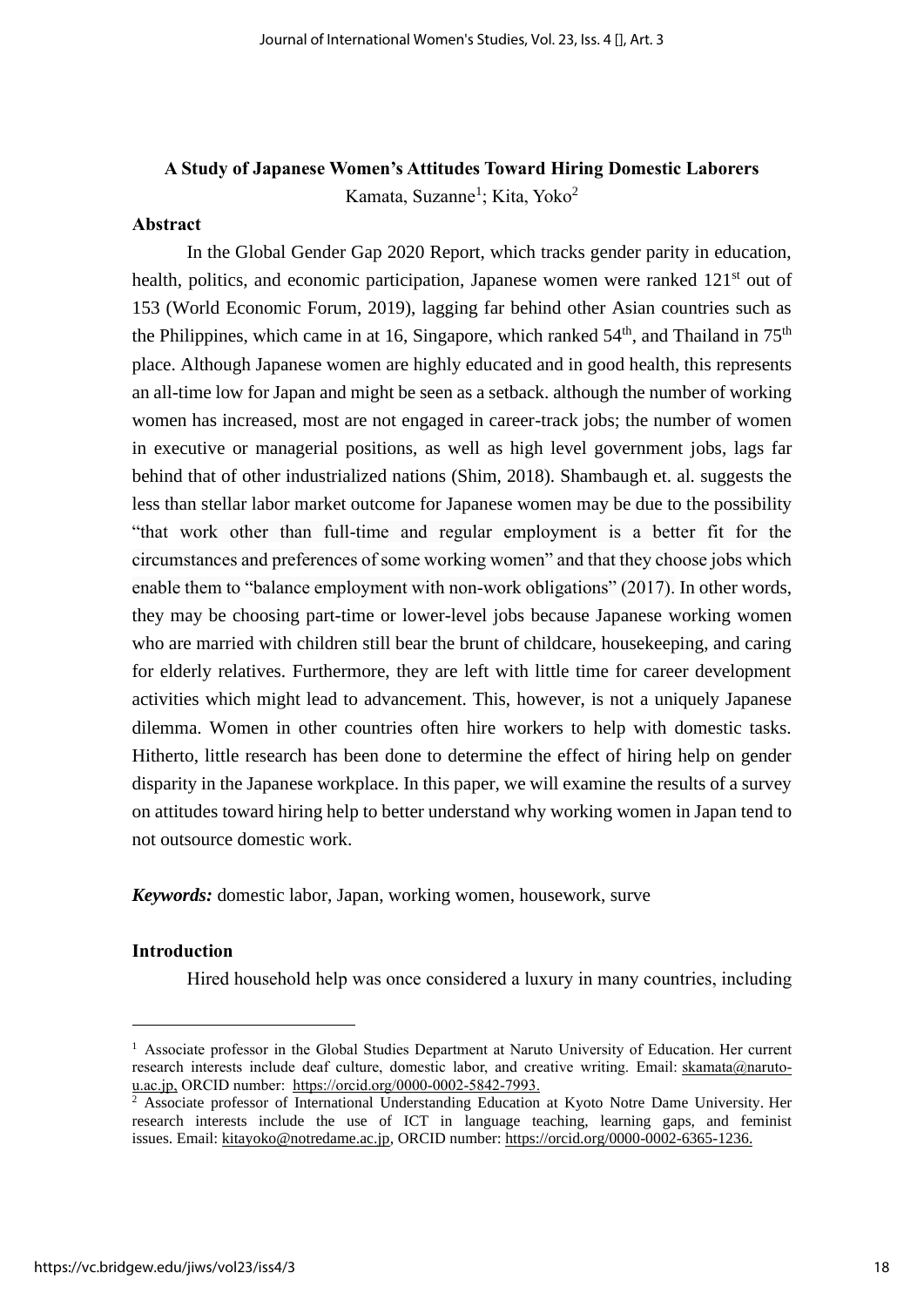## A Study of Japanese Women's Attitudes Toward Hiring Domestic Laborers

Kamata, Suzanne[1]; Kita, Yoko[2]

### Abstract

In the Global Gender Gap 2020 Report, which tracks gender parity in education, health, politics, and economic participation, Japanese women were ranked 121st out of 153 (World Economic Forum, 2019), lagging far behind other Asian countries such as the Philippines, which came in at 16, Singapore, which ranked 54th, and Thailand in 75th place. Although Japanese women are highly educated and in good health, this represents an all-time low for Japan and might be seen as a setback. although the number of working women has increased, most are not engaged in career-track jobs; the number of women in executive or managerial positions, as well as high level government jobs, lags far behind that of other industrialized nations (Shim, 2018). Shambaugh et. al. suggests the less than stellar labor market outcome for Japanese women may be due to the possibility "that work other than full-time and regular employment is a better fit for the circumstances and preferences of some working women" and that they choose jobs which enable them to "balance employment with non-work obligations" (2017). In other words, they may be choosing part-time or lower-level jobs because Japanese working women who are married with children still bear the brunt of childcare, housekeeping, and caring for elderly relatives. Furthermore, they are left with little time for career development activities which might lead to advancement. This, however, is not a uniquely Japanese dilemma. Women in other countries often hire workers to help with domestic tasks. Hitherto, little research has been done to determine the effect of hiring help on gender disparity in the Japanese workplace. In this paper, we will examine the results of a survey on attitudes toward hiring help to better understand why working women in Japan tend to not outsource domestic work.

***Keywords:*** domestic labor, Japan, working women, housework, surve

### Introduction

Hired household help was once considered a luxury in many countries, including

---

[1] Associate professor in the Global Studies Department at Naruto University of Education. Her current research interests include deaf culture, domestic labor, and creative writing. Email: skamata@naruto-u.ac.jp, ORCID number: https://orcid.org/0000-0002-5842-7993.

[2] Associate professor of International Understanding Education at Kyoto Notre Dame University. Her research interests include the use of ICT in language teaching, learning gaps, and feminist issues. Email: kitayoko@notredame.ac.jp, ORCID number: https://orcid.org/0000-0002-6365-1236.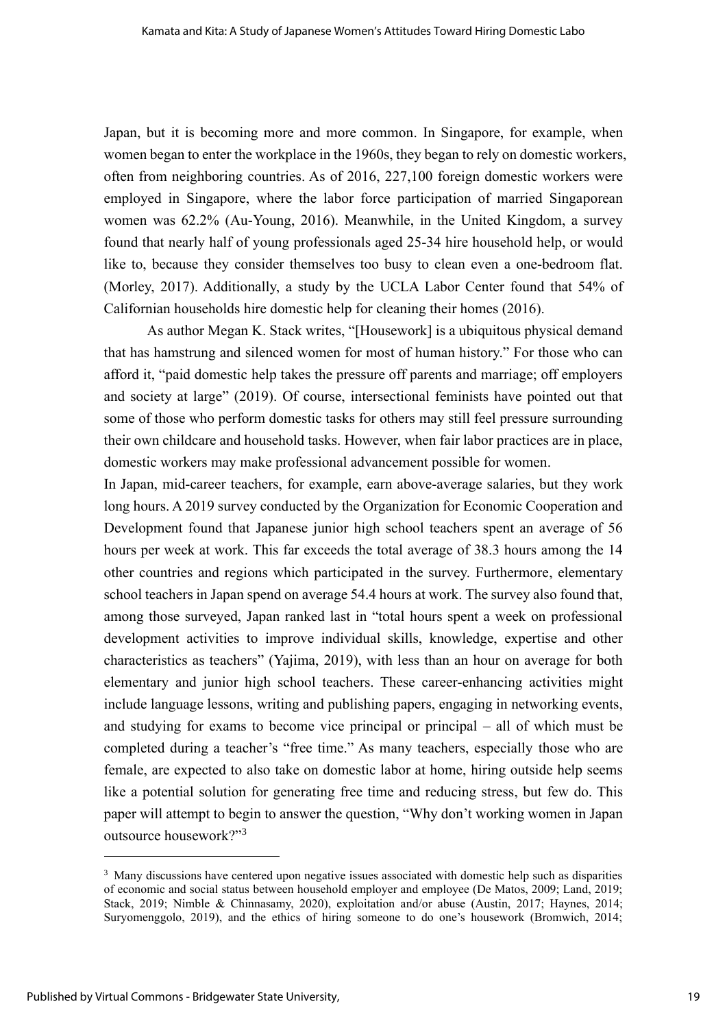Japan, but it is becoming more and more common. In Singapore, for example, when women began to enter the workplace in the 1960s, they began to rely on domestic workers, often from neighboring countries. As of 2016, 227,100 foreign domestic workers were employed in Singapore, where the labor force participation of married Singaporean women was 62.2% (Au-Young, 2016). Meanwhile, in the United Kingdom, a survey found that nearly half of young professionals aged 25-34 hire household help, or would like to, because they consider themselves too busy to clean even a one-bedroom flat. (Morley, 2017). Additionally, a study by the UCLA Labor Center found that 54% of Californian households hire domestic help for cleaning their homes (2016).

As author Megan K. Stack writes, "[Housework] is a ubiquitous physical demand that has hamstrung and silenced women for most of human history." For those who can afford it, "paid domestic help takes the pressure off parents and marriage; off employers and society at large" (2019). Of course, intersectional feminists have pointed out that some of those who perform domestic tasks for others may still feel pressure surrounding their own childcare and household tasks. However, when fair labor practices are in place, domestic workers may make professional advancement possible for women.

In Japan, mid-career teachers, for example, earn above-average salaries, but they work long hours. A 2019 survey conducted by the Organization for Economic Cooperation and Development found that Japanese junior high school teachers spent an average of 56 hours per week at work. This far exceeds the total average of 38.3 hours among the 14 other countries and regions which participated in the survey. Furthermore, elementary school teachers in Japan spend on average 54.4 hours at work. The survey also found that, among those surveyed, Japan ranked last in "total hours spent a week on professional development activities to improve individual skills, knowledge, expertise and other characteristics as teachers" (Yajima, 2019), with less than an hour on average for both elementary and junior high school teachers. These career-enhancing activities might include language lessons, writing and publishing papers, engaging in networking events, and studying for exams to become vice principal or principal – all of which must be completed during a teacher's "free time." As many teachers, especially those who are female, are expected to also take on domestic labor at home, hiring outside help seems like a potential solution for generating free time and reducing stress, but few do. This paper will attempt to begin to answer the question, "Why don't working women in Japan outsource housework?"[3]

---

[3] Many discussions have centered upon negative issues associated with domestic help such as disparities of economic and social status between household employer and employee (De Matos, 2009; Land, 2019; Stack, 2019; Nimble & Chinnasamy, 2020), exploitation and/or abuse (Austin, 2017; Haynes, 2014; Suryomenggolo, 2019), and the ethics of hiring someone to do one's housework (Bromwich, 2014;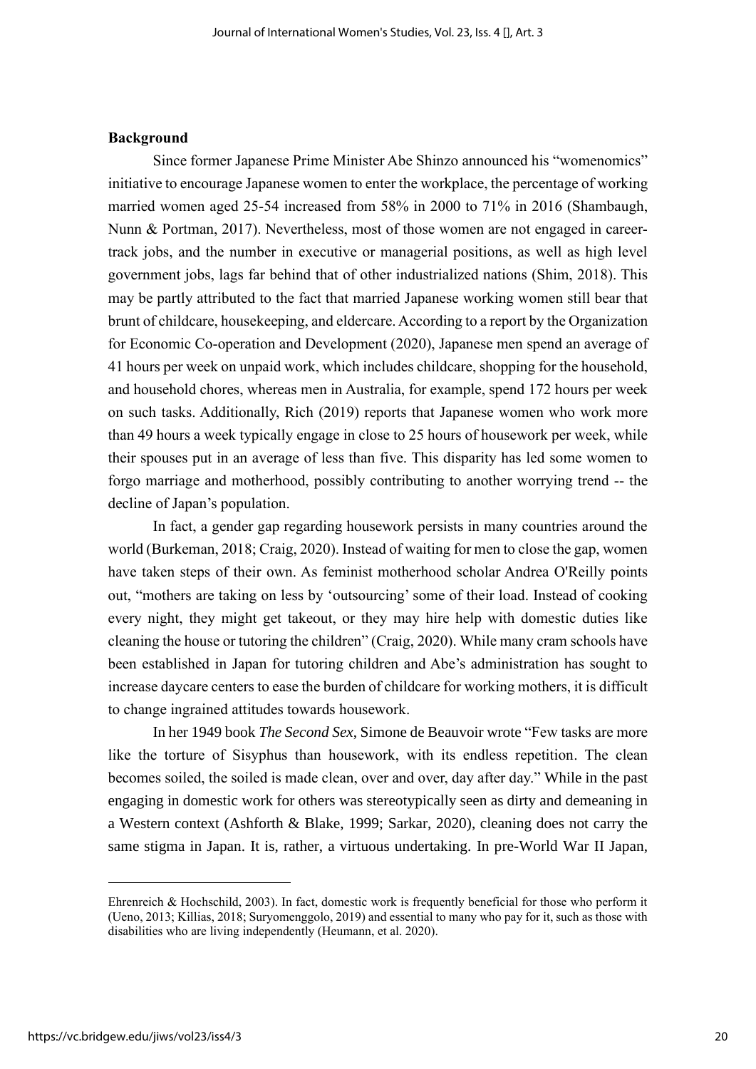**Background**

Since former Japanese Prime Minister Abe Shinzo announced his "womenomics" initiative to encourage Japanese women to enter the workplace, the percentage of working married women aged 25-54 increased from 58% in 2000 to 71% in 2016 (Shambaugh, Nunn & Portman, 2017). Nevertheless, most of those women are not engaged in career-track jobs, and the number in executive or managerial positions, as well as high level government jobs, lags far behind that of other industrialized nations (Shim, 2018). This may be partly attributed to the fact that married Japanese working women still bear that brunt of childcare, housekeeping, and eldercare. According to a report by the Organization for Economic Co-operation and Development (2020), Japanese men spend an average of 41 hours per week on unpaid work, which includes childcare, shopping for the household, and household chores, whereas men in Australia, for example, spend 172 hours per week on such tasks. Additionally, Rich (2019) reports that Japanese women who work more than 49 hours a week typically engage in close to 25 hours of housework per week, while their spouses put in an average of less than five. This disparity has led some women to forgo marriage and motherhood, possibly contributing to another worrying trend -- the decline of Japan's population.

In fact, a gender gap regarding housework persists in many countries around the world (Burkeman, 2018; Craig, 2020). Instead of waiting for men to close the gap, women have taken steps of their own. As feminist motherhood scholar Andrea O'Reilly points out, "mothers are taking on less by 'outsourcing' some of their load. Instead of cooking every night, they might get takeout, or they may hire help with domestic duties like cleaning the house or tutoring the children" (Craig, 2020). While many cram schools have been established in Japan for tutoring children and Abe's administration has sought to increase daycare centers to ease the burden of childcare for working mothers, it is difficult to change ingrained attitudes towards housework.

In her 1949 book *The Second Sex,* Simone de Beauvoir wrote "Few tasks are more like the torture of Sisyphus than housework, with its endless repetition. The clean becomes soiled, the soiled is made clean, over and over, day after day." While in the past engaging in domestic work for others was stereotypically seen as dirty and demeaning in a Western context (Ashforth & Blake, 1999; Sarkar, 2020), cleaning does not carry the same stigma in Japan. It is, rather, a virtuous undertaking. In pre-World War II Japan,

---

Ehrenreich & Hochschild, 2003). In fact, domestic work is frequently beneficial for those who perform it (Ueno, 2013; Killias, 2018; Suryomenggolo, 2019) and essential to many who pay for it, such as those with disabilities who are living independently (Heumann, et al. 2020).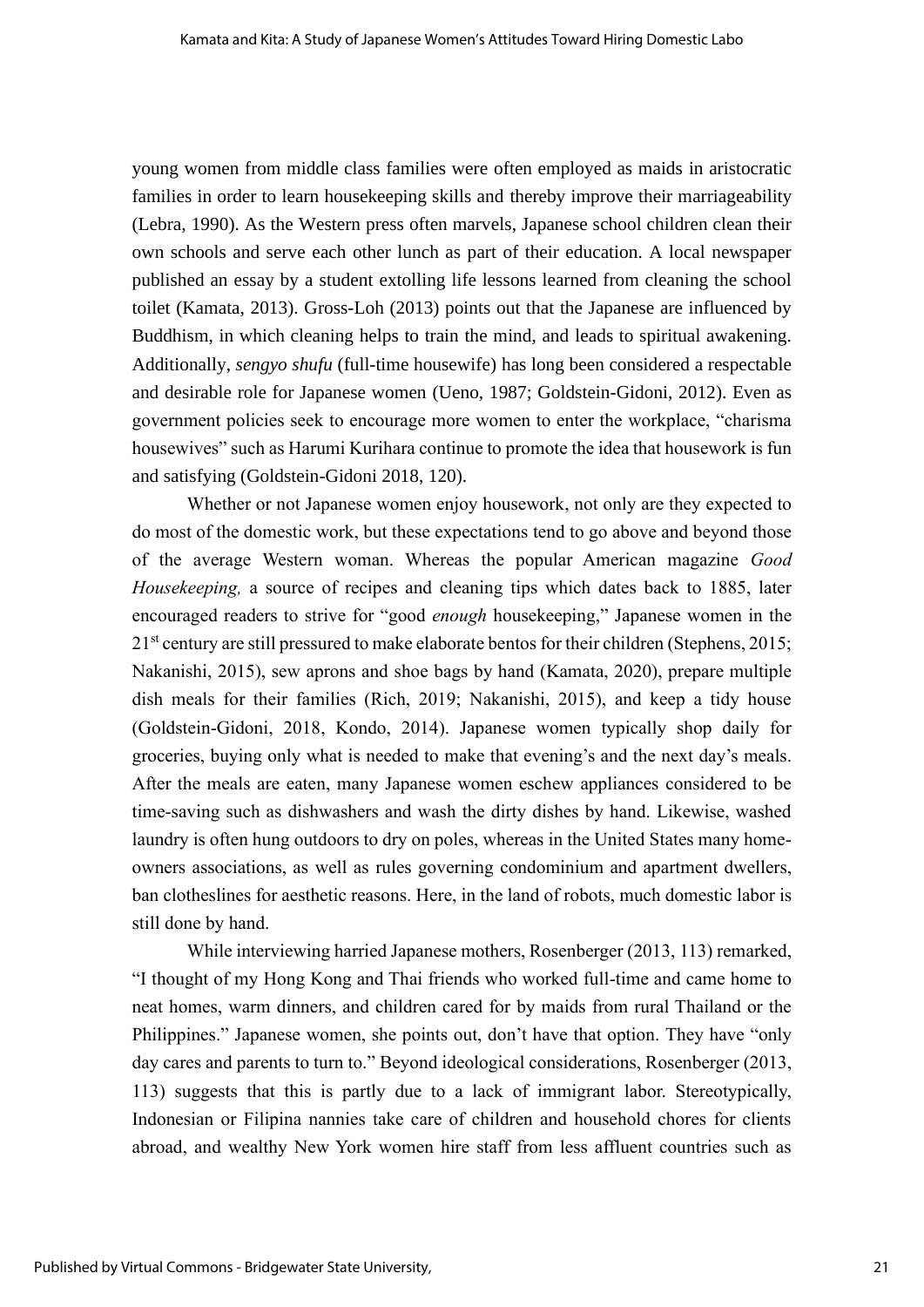young women from middle class families were often employed as maids in aristocratic families in order to learn housekeeping skills and thereby improve their marriageability (Lebra, 1990). As the Western press often marvels, Japanese school children clean their own schools and serve each other lunch as part of their education. A local newspaper published an essay by a student extolling life lessons learned from cleaning the school toilet (Kamata, 2013). Gross-Loh (2013) points out that the Japanese are influenced by Buddhism, in which cleaning helps to train the mind, and leads to spiritual awakening. Additionally, *sengyo shufu* (full-time housewife) has long been considered a respectable and desirable role for Japanese women (Ueno, 1987; Goldstein-Gidoni, 2012). Even as government policies seek to encourage more women to enter the workplace, "charisma housewives" such as Harumi Kurihara continue to promote the idea that housework is fun and satisfying (Goldstein-Gidoni 2018, 120).

Whether or not Japanese women enjoy housework, not only are they expected to do most of the domestic work, but these expectations tend to go above and beyond those of the average Western woman. Whereas the popular American magazine *Good Housekeeping,* a source of recipes and cleaning tips which dates back to 1885, later encouraged readers to strive for "good *enough* housekeeping," Japanese women in the 21st century are still pressured to make elaborate bentos for their children (Stephens, 2015; Nakanishi, 2015), sew aprons and shoe bags by hand (Kamata, 2020), prepare multiple dish meals for their families (Rich, 2019; Nakanishi, 2015), and keep a tidy house (Goldstein-Gidoni, 2018, Kondo, 2014). Japanese women typically shop daily for groceries, buying only what is needed to make that evening's and the next day's meals. After the meals are eaten, many Japanese women eschew appliances considered to be time-saving such as dishwashers and wash the dirty dishes by hand. Likewise, washed laundry is often hung outdoors to dry on poles, whereas in the United States many home-owners associations, as well as rules governing condominium and apartment dwellers, ban clotheslines for aesthetic reasons. Here, in the land of robots, much domestic labor is still done by hand.

While interviewing harried Japanese mothers, Rosenberger (2013, 113) remarked, "I thought of my Hong Kong and Thai friends who worked full-time and came home to neat homes, warm dinners, and children cared for by maids from rural Thailand or the Philippines." Japanese women, she points out, don't have that option. They have "only day cares and parents to turn to." Beyond ideological considerations, Rosenberger (2013, 113) suggests that this is partly due to a lack of immigrant labor. Stereotypically, Indonesian or Filipina nannies take care of children and household chores for clients abroad, and wealthy New York women hire staff from less affluent countries such as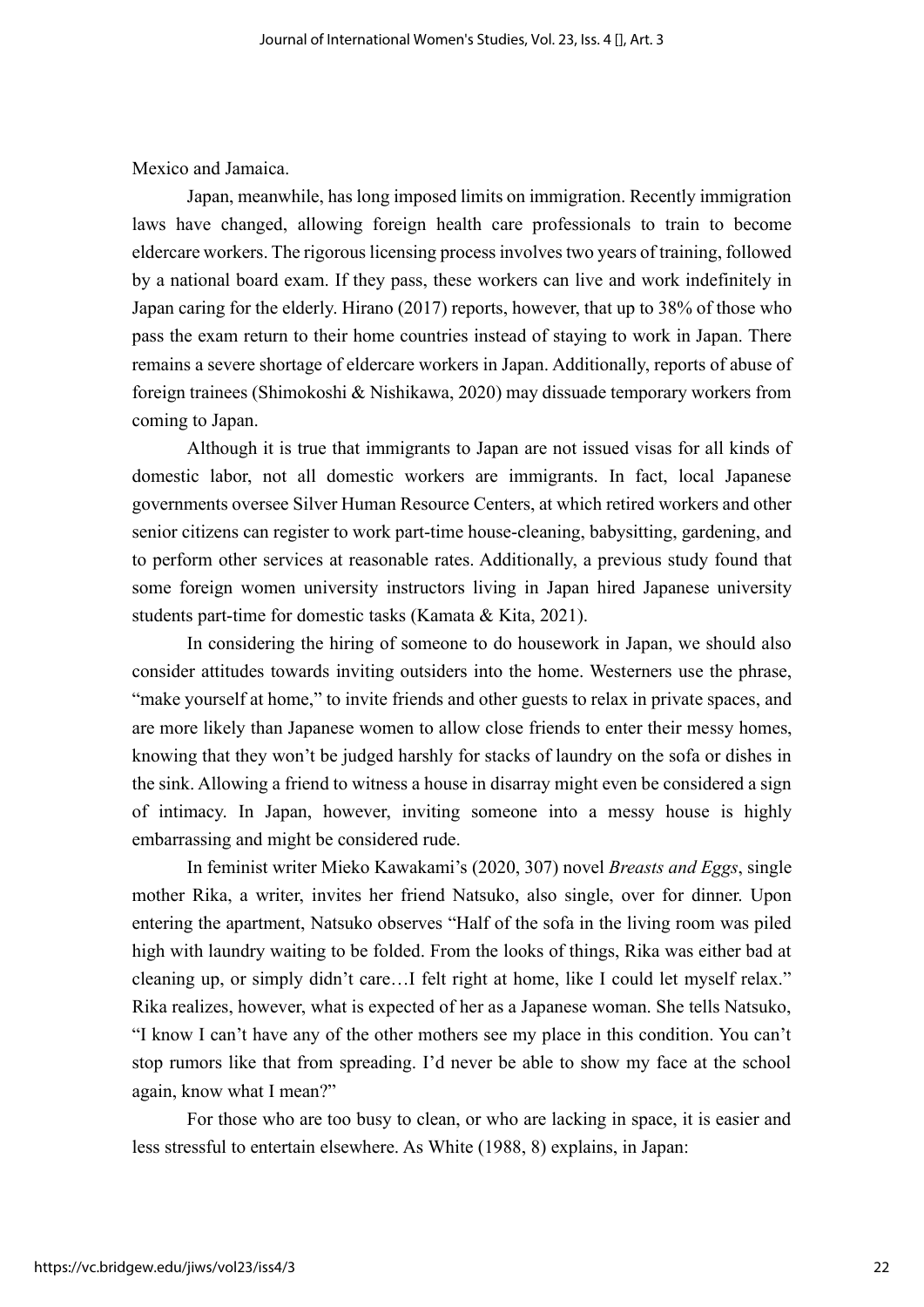Mexico and Jamaica.

Japan, meanwhile, has long imposed limits on immigration. Recently immigration laws have changed, allowing foreign health care professionals to train to become eldercare workers. The rigorous licensing process involves two years of training, followed by a national board exam. If they pass, these workers can live and work indefinitely in Japan caring for the elderly. Hirano (2017) reports, however, that up to 38% of those who pass the exam return to their home countries instead of staying to work in Japan. There remains a severe shortage of eldercare workers in Japan. Additionally, reports of abuse of foreign trainees (Shimokoshi & Nishikawa, 2020) may dissuade temporary workers from coming to Japan.

Although it is true that immigrants to Japan are not issued visas for all kinds of domestic labor, not all domestic workers are immigrants. In fact, local Japanese governments oversee Silver Human Resource Centers, at which retired workers and other senior citizens can register to work part-time house-cleaning, babysitting, gardening, and to perform other services at reasonable rates. Additionally, a previous study found that some foreign women university instructors living in Japan hired Japanese university students part-time for domestic tasks (Kamata & Kita, 2021).

In considering the hiring of someone to do housework in Japan, we should also consider attitudes towards inviting outsiders into the home. Westerners use the phrase, "make yourself at home," to invite friends and other guests to relax in private spaces, and are more likely than Japanese women to allow close friends to enter their messy homes, knowing that they won't be judged harshly for stacks of laundry on the sofa or dishes in the sink. Allowing a friend to witness a house in disarray might even be considered a sign of intimacy. In Japan, however, inviting someone into a messy house is highly embarrassing and might be considered rude.

In feminist writer Mieko Kawakami's (2020, 307) novel *Breasts and Eggs*, single mother Rika, a writer, invites her friend Natsuko, also single, over for dinner. Upon entering the apartment, Natsuko observes "Half of the sofa in the living room was piled high with laundry waiting to be folded. From the looks of things, Rika was either bad at cleaning up, or simply didn't care…I felt right at home, like I could let myself relax." Rika realizes, however, what is expected of her as a Japanese woman. She tells Natsuko, "I know I can't have any of the other mothers see my place in this condition. You can't stop rumors like that from spreading. I'd never be able to show my face at the school again, know what I mean?"

For those who are too busy to clean, or who are lacking in space, it is easier and less stressful to entertain elsewhere. As White (1988, 8) explains, in Japan: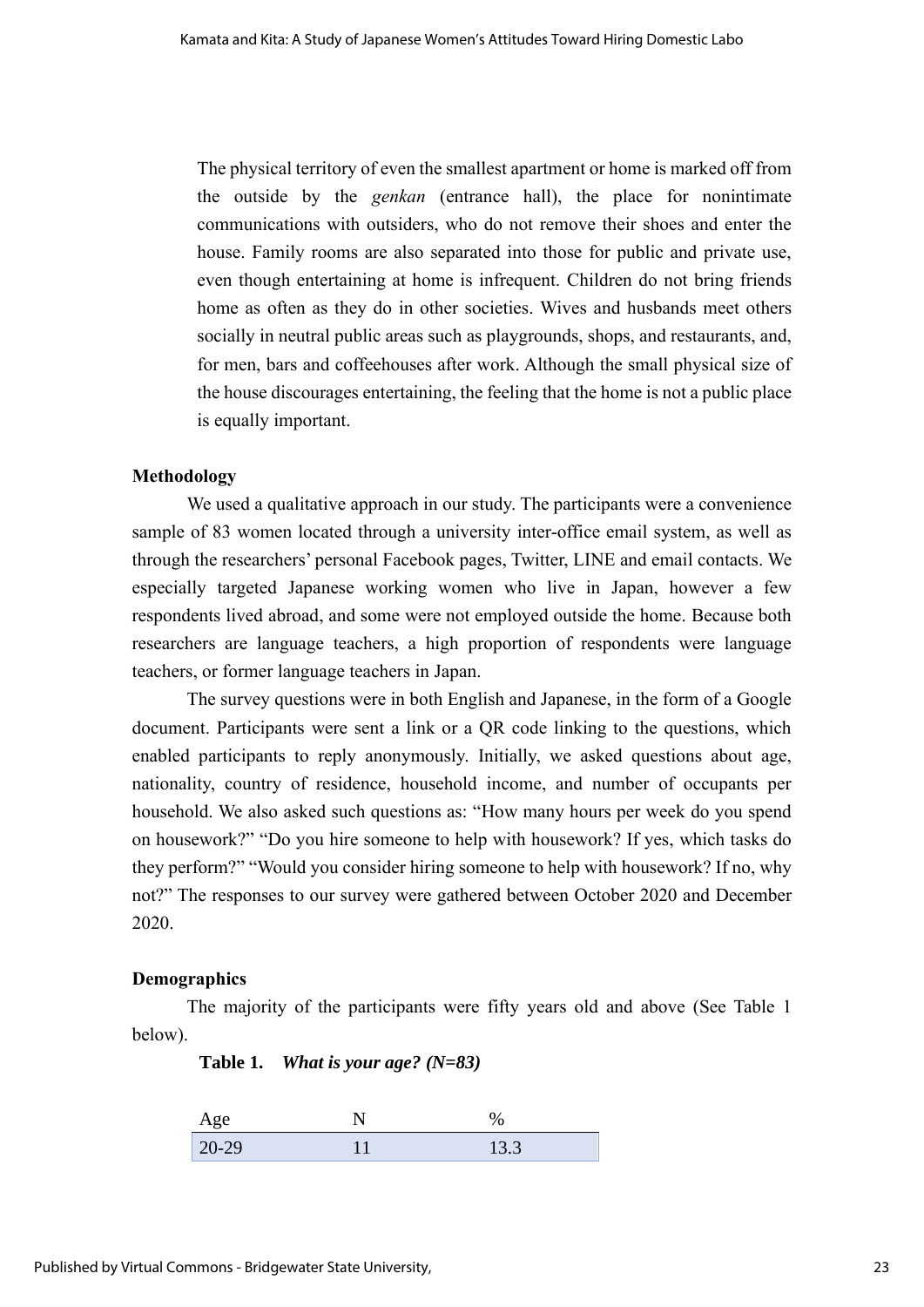> The physical territory of even the smallest apartment or home is marked off from the outside by the *genkan* (entrance hall), the place for nonintimate communications with outsiders, who do not remove their shoes and enter the house. Family rooms are also separated into those for public and private use, even though entertaining at home is infrequent. Children do not bring friends home as often as they do in other societies. Wives and husbands meet others socially in neutral public areas such as playgrounds, shops, and restaurants, and, for men, bars and coffeehouses after work. Although the small physical size of the house discourages entertaining, the feeling that the home is not a public place is equally important.

**Methodology**

We used a qualitative approach in our study. The participants were a convenience sample of 83 women located through a university inter-office email system, as well as through the researchers' personal Facebook pages, Twitter, LINE and email contacts. We especially targeted Japanese working women who live in Japan, however a few respondents lived abroad, and some were not employed outside the home. Because both researchers are language teachers, a high proportion of respondents were language teachers, or former language teachers in Japan.

The survey questions were in both English and Japanese, in the form of a Google document. Participants were sent a link or a QR code linking to the questions, which enabled participants to reply anonymously. Initially, we asked questions about age, nationality, country of residence, household income, and number of occupants per household. We also asked such questions as: "How many hours per week do you spend on housework?" "Do you hire someone to help with housework? If yes, which tasks do they perform?" "Would you consider hiring someone to help with housework? If no, why not?" The responses to our survey were gathered between October 2020 and December 2020.

**Demographics**

The majority of the participants were fifty years old and above (See Table 1 below).

**Table 1.** ***What is your age? (N=83)***

| Age | N | % |
|---|---|---|
| 20-29 | 11 | 13.3 |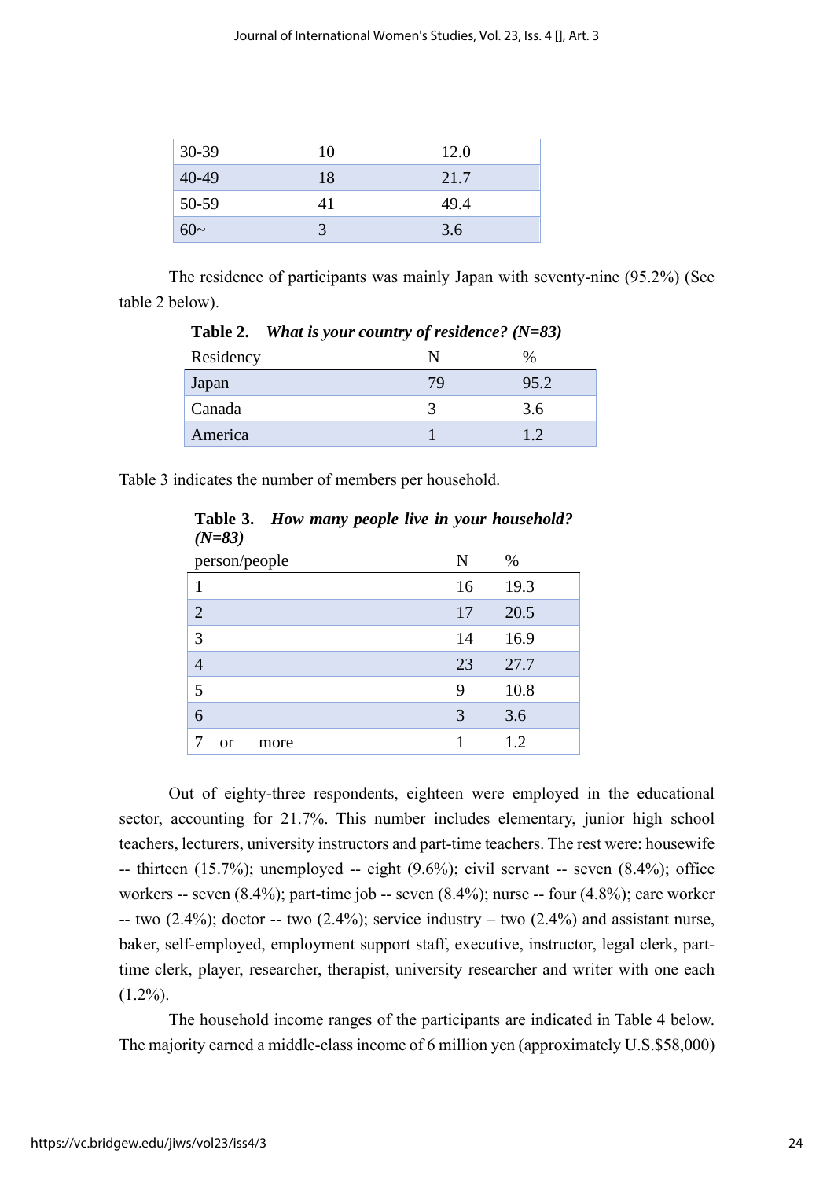| 30-39 | 10 | 12.0 |
|---|---|---|
| 40-49 | 18 | 21.7 |
| 50-59 | 41 | 49.4 |
| 60~ | 3 | 3.6 |

The residence of participants was mainly Japan with seventy-nine (95.2%) (See table 2 below).

**Table 2.** ***What is your country of residence? (N=83)***

| Residency | N | % |
|---|---|---|
| Japan | 79 | 95.2 |
| Canada | 3 | 3.6 |
| America | 1 | 1.2 |

Table 3 indicates the number of members per household.

**Table 3.** ***How many people live in your household? (N=83)***

| person/people | N | % |
|---|---|---|
| 1 | 16 | 19.3 |
| 2 | 17 | 20.5 |
| 3 | 14 | 16.9 |
| 4 | 23 | 27.7 |
| 5 | 9 | 10.8 |
| 6 | 3 | 3.6 |
| 7 or more | 1 | 1.2 |

Out of eighty-three respondents, eighteen were employed in the educational sector, accounting for 21.7%. This number includes elementary, junior high school teachers, lecturers, university instructors and part-time teachers. The rest were: housewife -- thirteen (15.7%); unemployed -- eight (9.6%); civil servant -- seven (8.4%); office workers -- seven (8.4%); part-time job -- seven (8.4%); nurse -- four (4.8%); care worker -- two (2.4%); doctor -- two (2.4%); service industry – two (2.4%) and assistant nurse, baker, self-employed, employment support staff, executive, instructor, legal clerk, part-time clerk, player, researcher, therapist, university researcher and writer with one each (1.2%).

The household income ranges of the participants are indicated in Table 4 below. The majority earned a middle-class income of 6 million yen (approximately U.S.$58,000)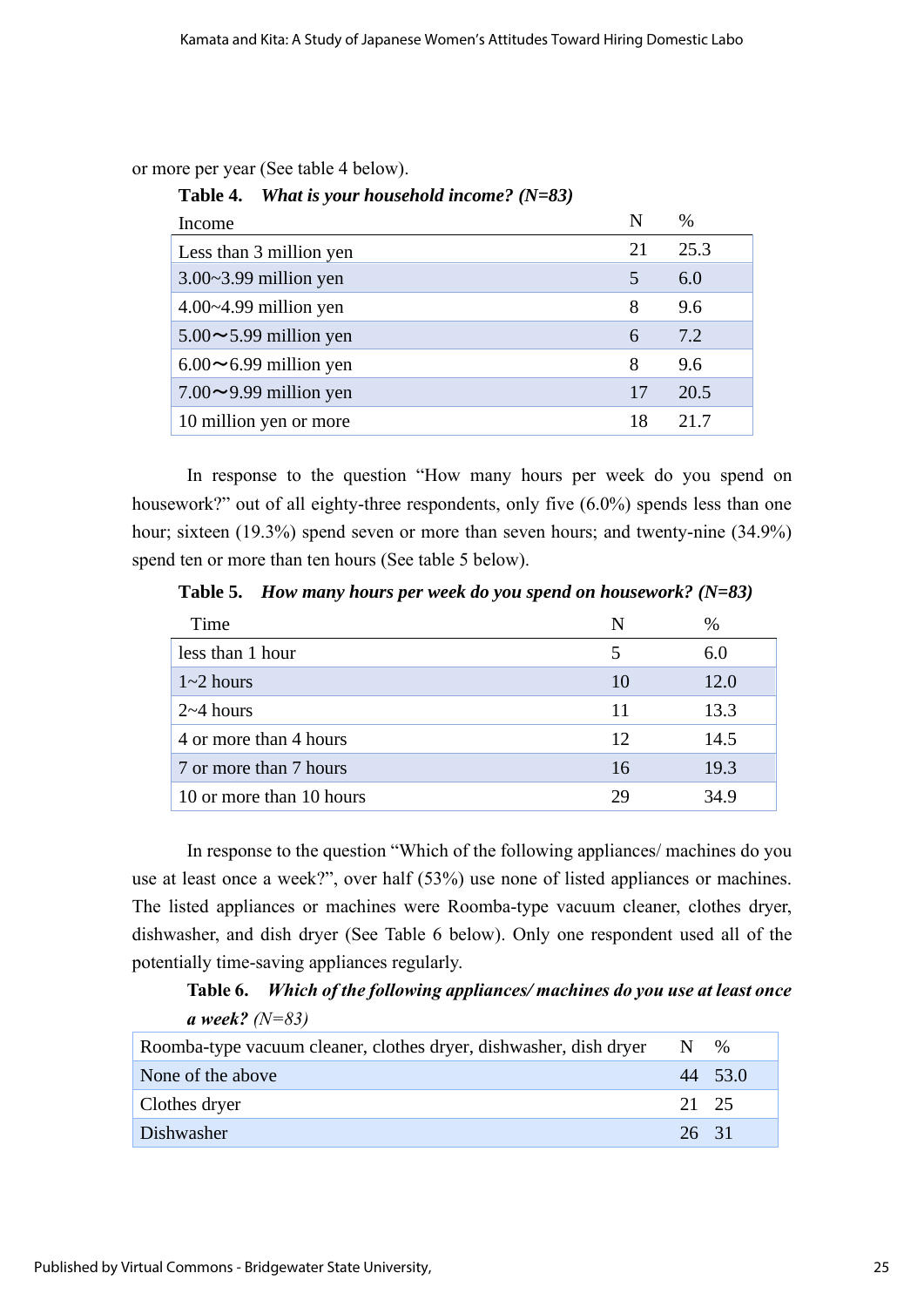or more per year (See table 4 below).

**Table 4.** ***What is your household income? (N=83)***

| Income | N | % |
|---|---|---|
| Less than 3 million yen | 21 | 25.3 |
| 3.00~3.99 million yen | 5 | 6.0 |
| 4.00~4.99 million yen | 8 | 9.6 |
| 5.00〜5.99 million yen | 6 | 7.2 |
| 6.00〜6.99 million yen | 8 | 9.6 |
| 7.00〜9.99 million yen | 17 | 20.5 |
| 10 million yen or more | 18 | 21.7 |

In response to the question "How many hours per week do you spend on housework?" out of all eighty-three respondents, only five (6.0%) spends less than one hour; sixteen (19.3%) spend seven or more than seven hours; and twenty-nine (34.9%) spend ten or more than ten hours (See table 5 below).

**Table 5.** ***How many hours per week do you spend on housework? (N=83)***

| Time | N | % |
|---|---|---|
| less than 1 hour | 5 | 6.0 |
| 1~2 hours | 10 | 12.0 |
| 2~4 hours | 11 | 13.3 |
| 4 or more than 4 hours | 12 | 14.5 |
| 7 or more than 7 hours | 16 | 19.3 |
| 10 or more than 10 hours | 29 | 34.9 |

In response to the question "Which of the following appliances/ machines do you use at least once a week?", over half (53%) use none of listed appliances or machines. The listed appliances or machines were Roomba-type vacuum cleaner, clothes dryer, dishwasher, and dish dryer (See Table 6 below). Only one respondent used all of the potentially time-saving appliances regularly.

**Table 6.** ***Which of the following appliances/ machines do you use at least once a week?*** *(N=83)*

| Roomba-type vacuum cleaner, clothes dryer, dishwasher, dish dryer | N | % |
|---|---|---|
| None of the above | 44 | 53.0 |
| Clothes dryer | 21 | 25 |
| Dishwasher | 26 | 31 |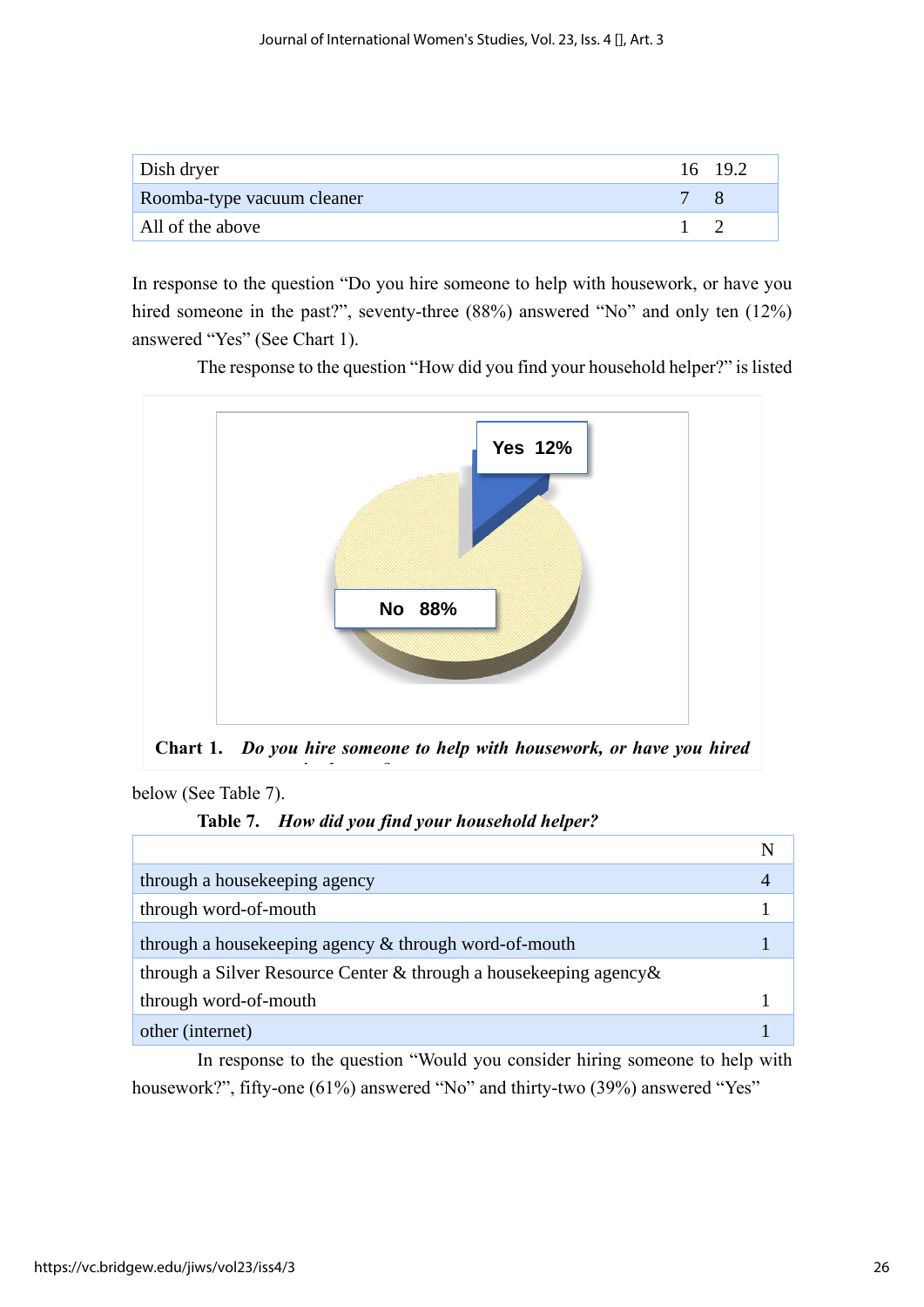| Dish dryer | 16 | 19.2 |
|---|---|---|
| Roomba-type vacuum cleaner | 7 | 8 |
| All of the above | 1 | 2 |

In response to the question "Do you hire someone to help with housework, or have you hired someone in the past?", seventy-three (88%) answered "No" and only ten (12%) answered "Yes" (See Chart 1).

The response to the question "How did you find your household helper?" is listed below (See Table 7).

Yes 12%

No 88%

**Chart 1.** ***Do you hire someone to help with housework, or have you hired someone in the past?***

**Table 7.** ***How did you find your household helper?***

| | N |
|---|---|
| through a housekeeping agency | 4 |
| through word-of-mouth | 1 |
| through a housekeeping agency & through word-of-mouth | 1 |
| through a Silver Resource Center & through a housekeeping agency& through word-of-mouth | 1 |
| other (internet) | 1 |

In response to the question "Would you consider hiring someone to help with housework?", fifty-one (61%) answered "No" and thirty-two (39%) answered "Yes"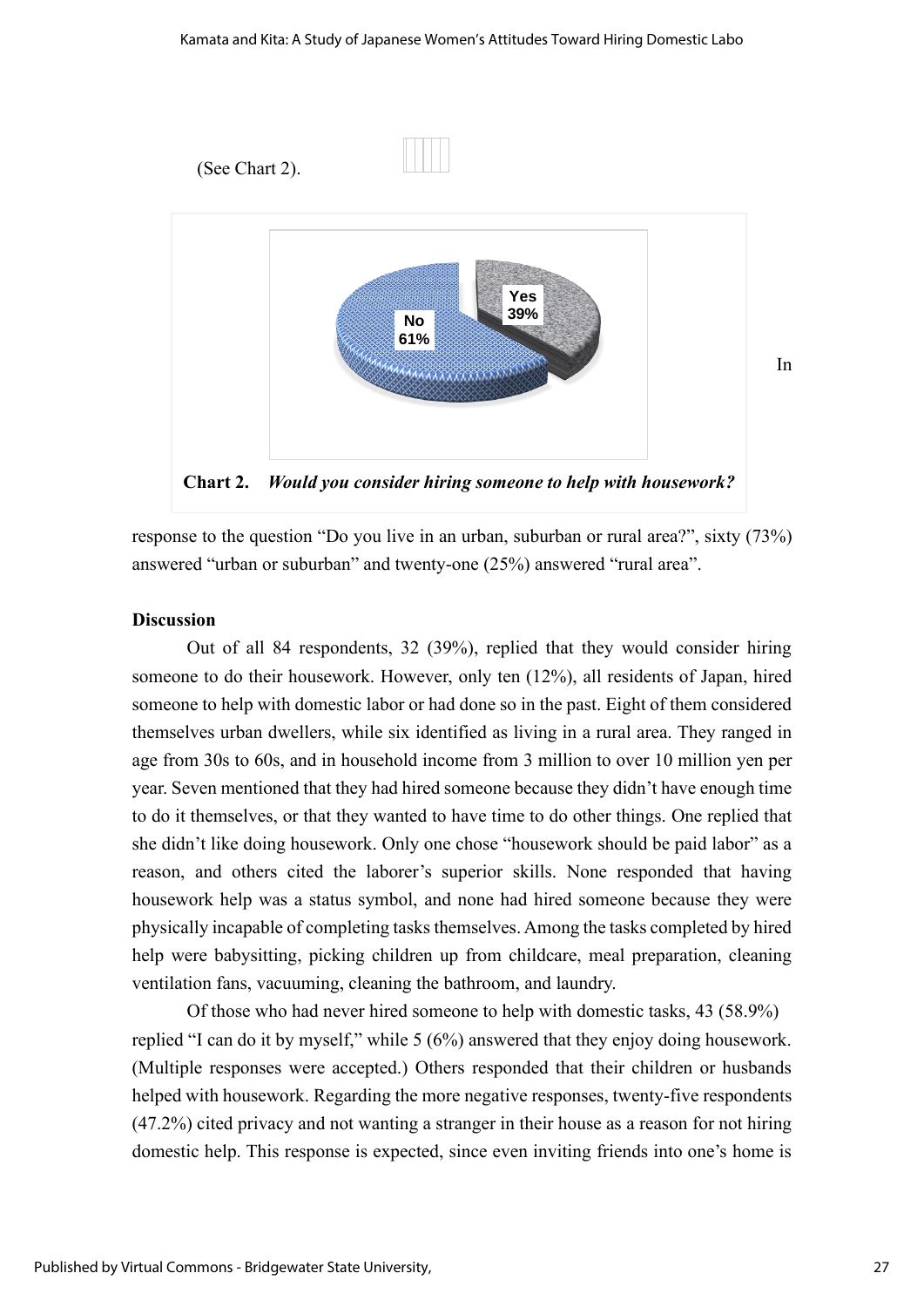(See Chart 2).

**Chart 2.** ***Would you consider hiring someone to help with housework?***

In response to the question "Do you live in an urban, suburban or rural area?", sixty (73%) answered "urban or suburban" and twenty-one (25%) answered "rural area".

**Discussion**

Out of all 84 respondents, 32 (39%), replied that they would consider hiring someone to do their housework. However, only ten (12%), all residents of Japan, hired someone to help with domestic labor or had done so in the past. Eight of them considered themselves urban dwellers, while six identified as living in a rural area. They ranged in age from 30s to 60s, and in household income from 3 million to over 10 million yen per year. Seven mentioned that they had hired someone because they didn't have enough time to do it themselves, or that they wanted to have time to do other things. One replied that she didn't like doing housework. Only one chose "housework should be paid labor" as a reason, and others cited the laborer's superior skills. None responded that having housework help was a status symbol, and none had hired someone because they were physically incapable of completing tasks themselves. Among the tasks completed by hired help were babysitting, picking children up from childcare, meal preparation, cleaning ventilation fans, vacuuming, cleaning the bathroom, and laundry.

Of those who had never hired someone to help with domestic tasks, 43 (58.9%) replied "I can do it by myself," while 5 (6%) answered that they enjoy doing housework. (Multiple responses were accepted.) Others responded that their children or husbands helped with housework. Regarding the more negative responses, twenty-five respondents (47.2%) cited privacy and not wanting a stranger in their house as a reason for not hiring domestic help. This response is expected, since even inviting friends into one's home is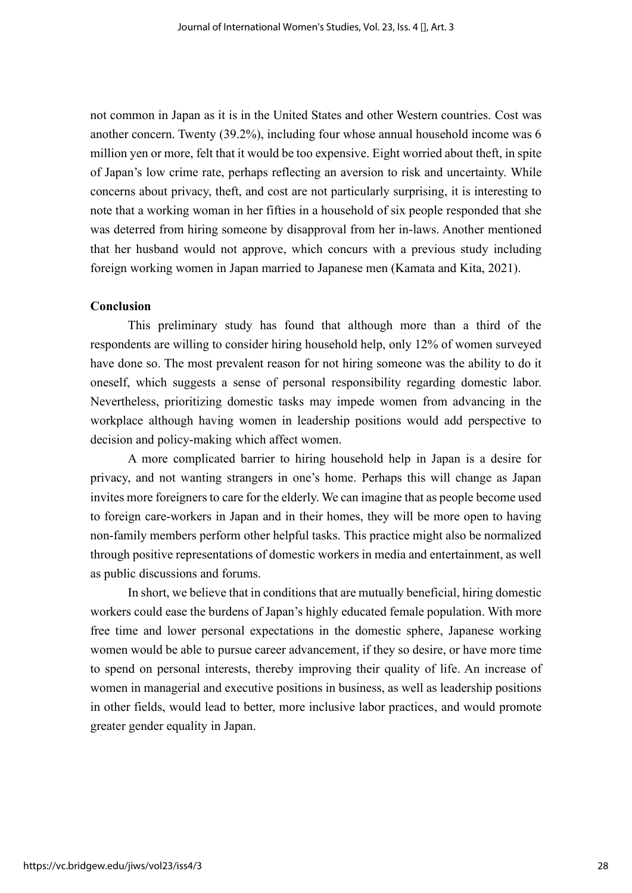not common in Japan as it is in the United States and other Western countries. Cost was another concern. Twenty (39.2%), including four whose annual household income was 6 million yen or more, felt that it would be too expensive. Eight worried about theft, in spite of Japan's low crime rate, perhaps reflecting an aversion to risk and uncertainty. While concerns about privacy, theft, and cost are not particularly surprising, it is interesting to note that a working woman in her fifties in a household of six people responded that she was deterred from hiring someone by disapproval from her in-laws. Another mentioned that her husband would not approve, which concurs with a previous study including foreign working women in Japan married to Japanese men (Kamata and Kita, 2021).

**Conclusion**

This preliminary study has found that although more than a third of the respondents are willing to consider hiring household help, only 12% of women surveyed have done so. The most prevalent reason for not hiring someone was the ability to do it oneself, which suggests a sense of personal responsibility regarding domestic labor. Nevertheless, prioritizing domestic tasks may impede women from advancing in the workplace although having women in leadership positions would add perspective to decision and policy-making which affect women.

A more complicated barrier to hiring household help in Japan is a desire for privacy, and not wanting strangers in one's home. Perhaps this will change as Japan invites more foreigners to care for the elderly. We can imagine that as people become used to foreign care-workers in Japan and in their homes, they will be more open to having non-family members perform other helpful tasks. This practice might also be normalized through positive representations of domestic workers in media and entertainment, as well as public discussions and forums.

In short, we believe that in conditions that are mutually beneficial, hiring domestic workers could ease the burdens of Japan's highly educated female population. With more free time and lower personal expectations in the domestic sphere, Japanese working women would be able to pursue career advancement, if they so desire, or have more time to spend on personal interests, thereby improving their quality of life. An increase of women in managerial and executive positions in business, as well as leadership positions in other fields, would lead to better, more inclusive labor practices, and would promote greater gender equality in Japan.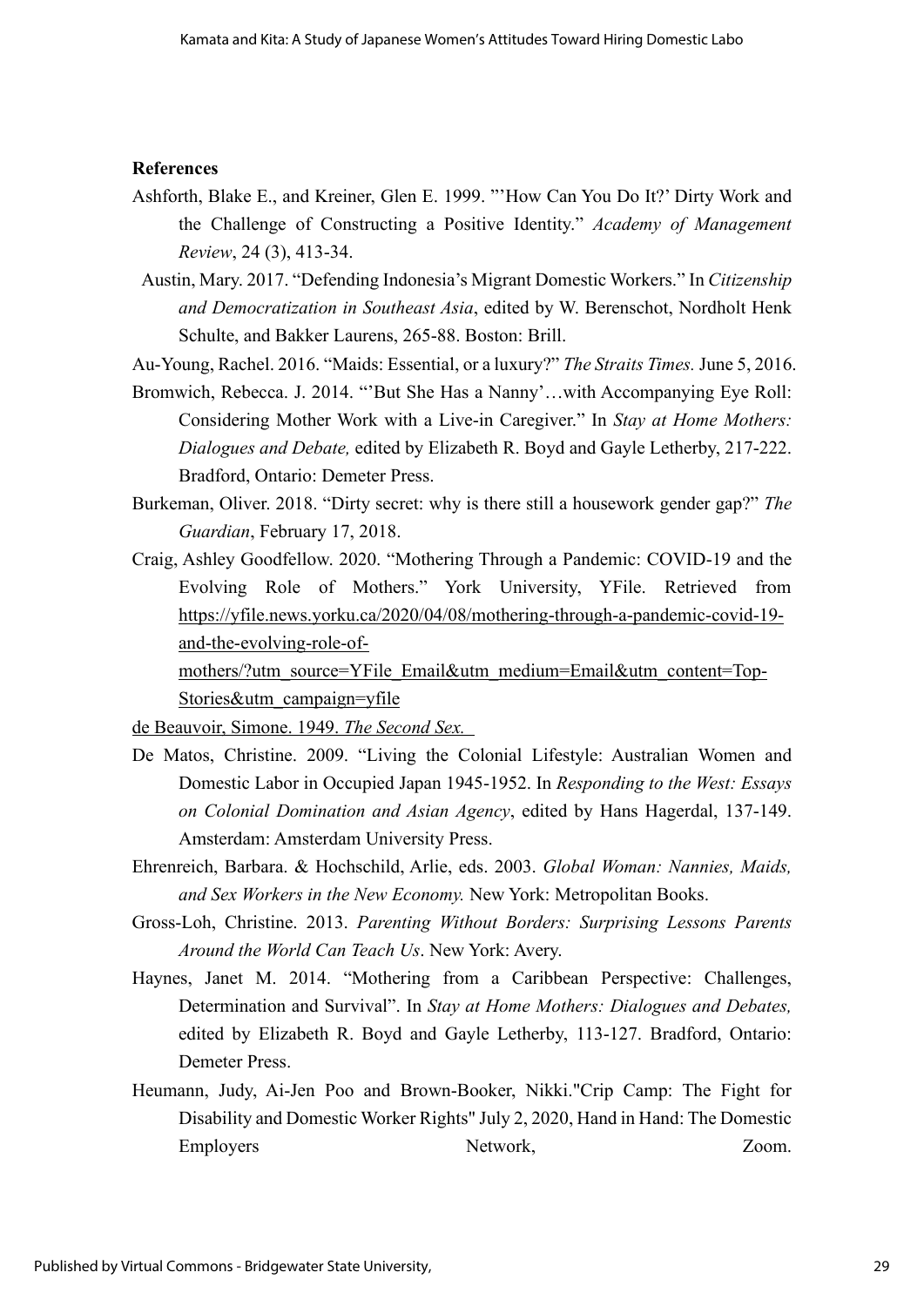**References**

Ashforth, Blake E., and Kreiner, Glen E. 1999. "'How Can You Do It?' Dirty Work and the Challenge of Constructing a Positive Identity." *Academy of Management Review*, 24 (3), 413-34.

Austin, Mary. 2017. "Defending Indonesia's Migrant Domestic Workers." In *Citizenship and Democratization in Southeast Asia*, edited by W. Berenschot, Nordholt Henk Schulte, and Bakker Laurens, 265-88. Boston: Brill.

Au-Young, Rachel. 2016. "Maids: Essential, or a luxury?" *The Straits Times.* June 5, 2016.

Bromwich, Rebecca. J. 2014. "'But She Has a Nanny'…with Accompanying Eye Roll: Considering Mother Work with a Live-in Caregiver." In *Stay at Home Mothers: Dialogues and Debate,* edited by Elizabeth R. Boyd and Gayle Letherby, 217-222. Bradford, Ontario: Demeter Press.

Burkeman, Oliver. 2018. "Dirty secret: why is there still a housework gender gap?" *The Guardian*, February 17, 2018.

Craig, Ashley Goodfellow. 2020. "Mothering Through a Pandemic: COVID-19 and the Evolving Role of Mothers." York University, YFile. Retrieved from https://yfile.news.yorku.ca/2020/04/08/mothering-through-a-pandemic-covid-19-and-the-evolving-role-of-mothers/?utm_source=YFile_Email&utm_medium=Email&utm_content=Top-Stories&utm_campaign=yfile

de Beauvoir, Simone. 1949. *The Second Sex.*

De Matos, Christine. 2009. "Living the Colonial Lifestyle: Australian Women and Domestic Labor in Occupied Japan 1945-1952. In *Responding to the West: Essays on Colonial Domination and Asian Agency*, edited by Hans Hagerdal, 137-149. Amsterdam: Amsterdam University Press.

Ehrenreich, Barbara. & Hochschild, Arlie, eds. 2003. *Global Woman: Nannies, Maids, and Sex Workers in the New Economy.* New York: Metropolitan Books.

Gross-Loh, Christine. 2013. *Parenting Without Borders: Surprising Lessons Parents Around the World Can Teach Us*. New York: Avery.

Haynes, Janet M. 2014. "Mothering from a Caribbean Perspective: Challenges, Determination and Survival". In *Stay at Home Mothers: Dialogues and Debates,* edited by Elizabeth R. Boyd and Gayle Letherby, 113-127. Bradford, Ontario: Demeter Press.

Heumann, Judy, Ai-Jen Poo and Brown-Booker, Nikki."Crip Camp: The Fight for Disability and Domestic Worker Rights" July 2, 2020, Hand in Hand: The Domestic Employers Network, Zoom.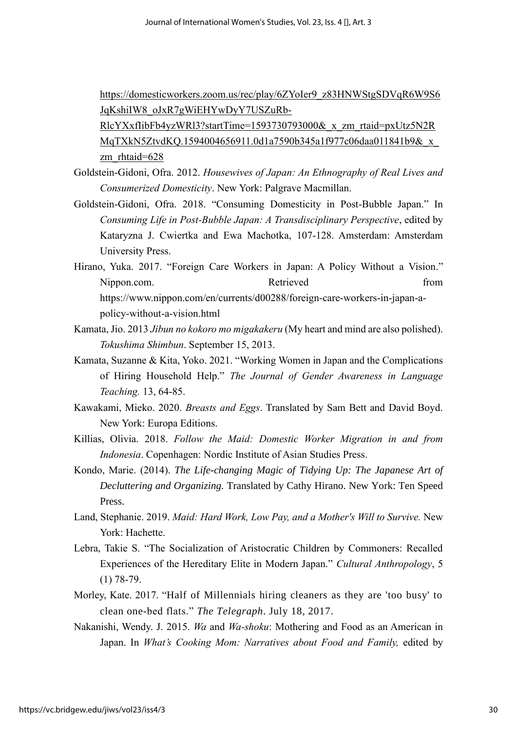https://domesticworkers.zoom.us/rec/play/6ZYoIer9_z83HNWStgSDVqR6W9S6JqKshiIW8_oJxR7gWiEHYwDyY7USZuRb-RlcYXxfIibFb4yzWRl3?startTime=1593730793000&_x_zm_rtaid=pxUtz5N2RMqTXkN5ZtvdKQ.1594004656911.0d1a7590b345a1f977c06daa011841b9&_x_zm_rhtaid=628

Goldstein-Gidoni, Ofra. 2012. *Housewives of Japan: An Ethnography of Real Lives and Consumerized Domesticity*. New York: Palgrave Macmillan.

Goldstein-Gidoni, Ofra. 2018. "Consuming Domesticity in Post-Bubble Japan." In *Consuming Life in Post-Bubble Japan: A Transdisciplinary Perspective*, edited by Kataryzna J. Cwiertka and Ewa Machotka, 107-128. Amsterdam: Amsterdam University Press.

Hirano, Yuka. 2017. "Foreign Care Workers in Japan: A Policy Without a Vision." Nippon.com. Retrieved from https://www.nippon.com/en/currents/d00288/foreign-care-workers-in-japan-a-policy-without-a-vision.html

Kamata, Jio. 2013 *Jibun no kokoro mo migakakeru* (My heart and mind are also polished). *Tokushima Shimbun*. September 15, 2013.

Kamata, Suzanne & Kita, Yoko. 2021. "Working Women in Japan and the Complications of Hiring Household Help." *The Journal of Gender Awareness in Language Teaching.* 13, 64-85.

Kawakami, Mieko. 2020. *Breasts and Eggs*. Translated by Sam Bett and David Boyd. New York: Europa Editions.

Killias, Olivia. 2018. *Follow the Maid: Domestic Worker Migration in and from Indonesia*. Copenhagen: Nordic Institute of Asian Studies Press.

Kondo, Marie. (2014). *The Life-changing Magic of Tidying Up: The Japanese Art of Decluttering and Organizing.* Translated by Cathy Hirano. New York: Ten Speed Press.

Land, Stephanie. 2019. *Maid: Hard Work, Low Pay, and a Mother's Will to Survive.* New York: Hachette.

Lebra, Takie S. "The Socialization of Aristocratic Children by Commoners: Recalled Experiences of the Hereditary Elite in Modern Japan." *Cultural Anthropology*, 5 (1) 78-79.

Morley, Kate. 2017. "Half of Millennials hiring cleaners as they are 'too busy' to clean one-bed flats." *The Telegraph*. July 18, 2017.

Nakanishi, Wendy. J. 2015. *Wa* and *Wa-shoku*: Mothering and Food as an American in Japan. In *What's Cooking Mom: Narratives about Food and Family,* edited by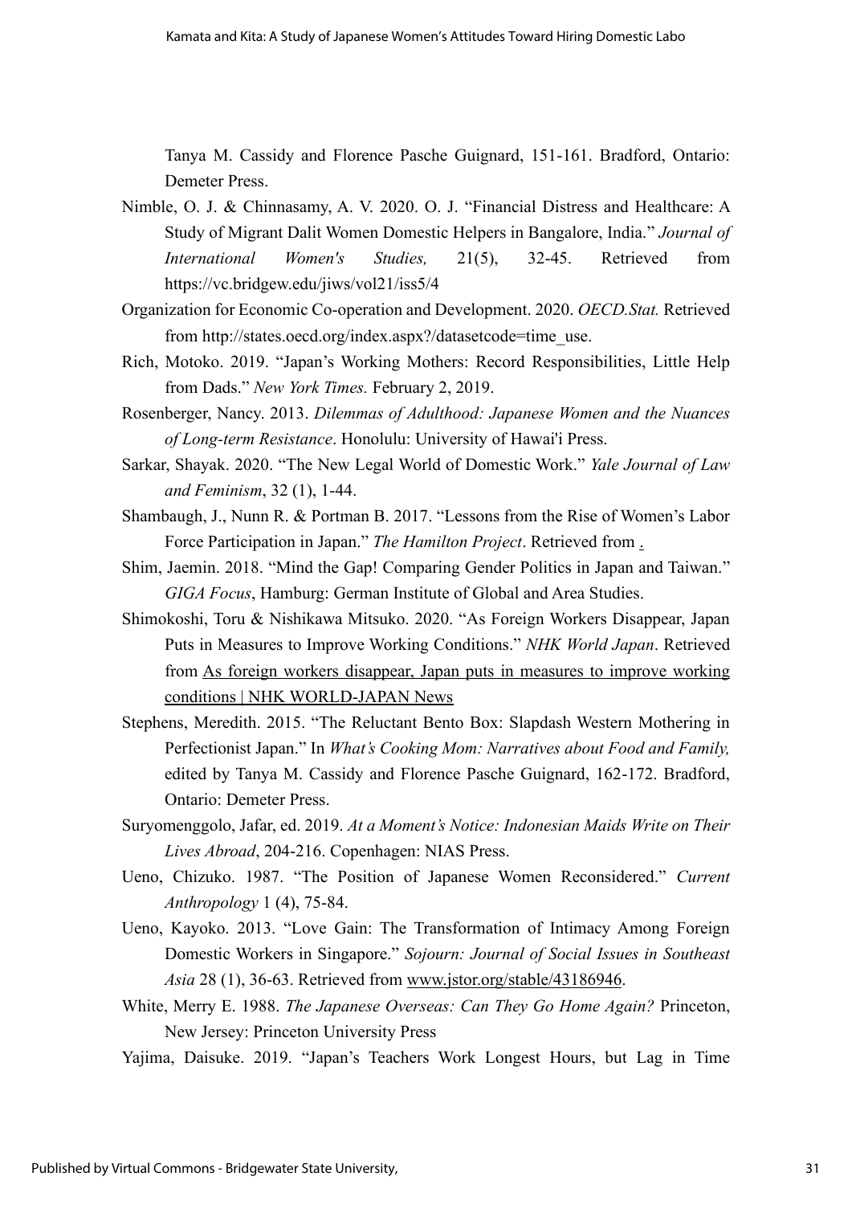Tanya M. Cassidy and Florence Pasche Guignard, 151-161. Bradford, Ontario: Demeter Press.

Nimble, O. J. & Chinnasamy, A. V. 2020. O. J. "Financial Distress and Healthcare: A Study of Migrant Dalit Women Domestic Helpers in Bangalore, India." *Journal of International Women's Studies,* 21(5), 32-45. Retrieved from https://vc.bridgew.edu/jiws/vol21/iss5/4

Organization for Economic Co-operation and Development. 2020. *OECD.Stat.* Retrieved from http://states.oecd.org/index.aspx?/datasetcode=time_use.

Rich, Motoko. 2019. "Japan's Working Mothers: Record Responsibilities, Little Help from Dads." *New York Times.* February 2, 2019.

Rosenberger, Nancy. 2013. *Dilemmas of Adulthood: Japanese Women and the Nuances of Long-term Resistance*. Honolulu: University of Hawai'i Press.

Sarkar, Shayak. 2020. "The New Legal World of Domestic Work." *Yale Journal of Law and Feminism*, 32 (1), 1-44.

Shambaugh, J., Nunn R. & Portman B. 2017. "Lessons from the Rise of Women's Labor Force Participation in Japan." *The Hamilton Project*. Retrieved from .

Shim, Jaemin. 2018. "Mind the Gap! Comparing Gender Politics in Japan and Taiwan." *GIGA Focus*, Hamburg: German Institute of Global and Area Studies.

Shimokoshi, Toru & Nishikawa Mitsuko. 2020. "As Foreign Workers Disappear, Japan Puts in Measures to Improve Working Conditions." *NHK World Japan*. Retrieved from As foreign workers disappear, Japan puts in measures to improve working conditions | NHK WORLD-JAPAN News

Stephens, Meredith. 2015. "The Reluctant Bento Box: Slapdash Western Mothering in Perfectionist Japan." In *What's Cooking Mom: Narratives about Food and Family,* edited by Tanya M. Cassidy and Florence Pasche Guignard, 162-172. Bradford, Ontario: Demeter Press.

Suryomenggolo, Jafar, ed. 2019. *At a Moment's Notice: Indonesian Maids Write on Their Lives Abroad*, 204-216. Copenhagen: NIAS Press.

Ueno, Chizuko. 1987. "The Position of Japanese Women Reconsidered." *Current Anthropology* 1 (4), 75-84.

Ueno, Kayoko. 2013. "Love Gain: The Transformation of Intimacy Among Foreign Domestic Workers in Singapore." *Sojourn: Journal of Social Issues in Southeast Asia* 28 (1), 36-63. Retrieved from www.jstor.org/stable/43186946.

White, Merry E. 1988. *The Japanese Overseas: Can They Go Home Again?* Princeton, New Jersey: Princeton University Press

Yajima, Daisuke. 2019. "Japan's Teachers Work Longest Hours, but Lag in Time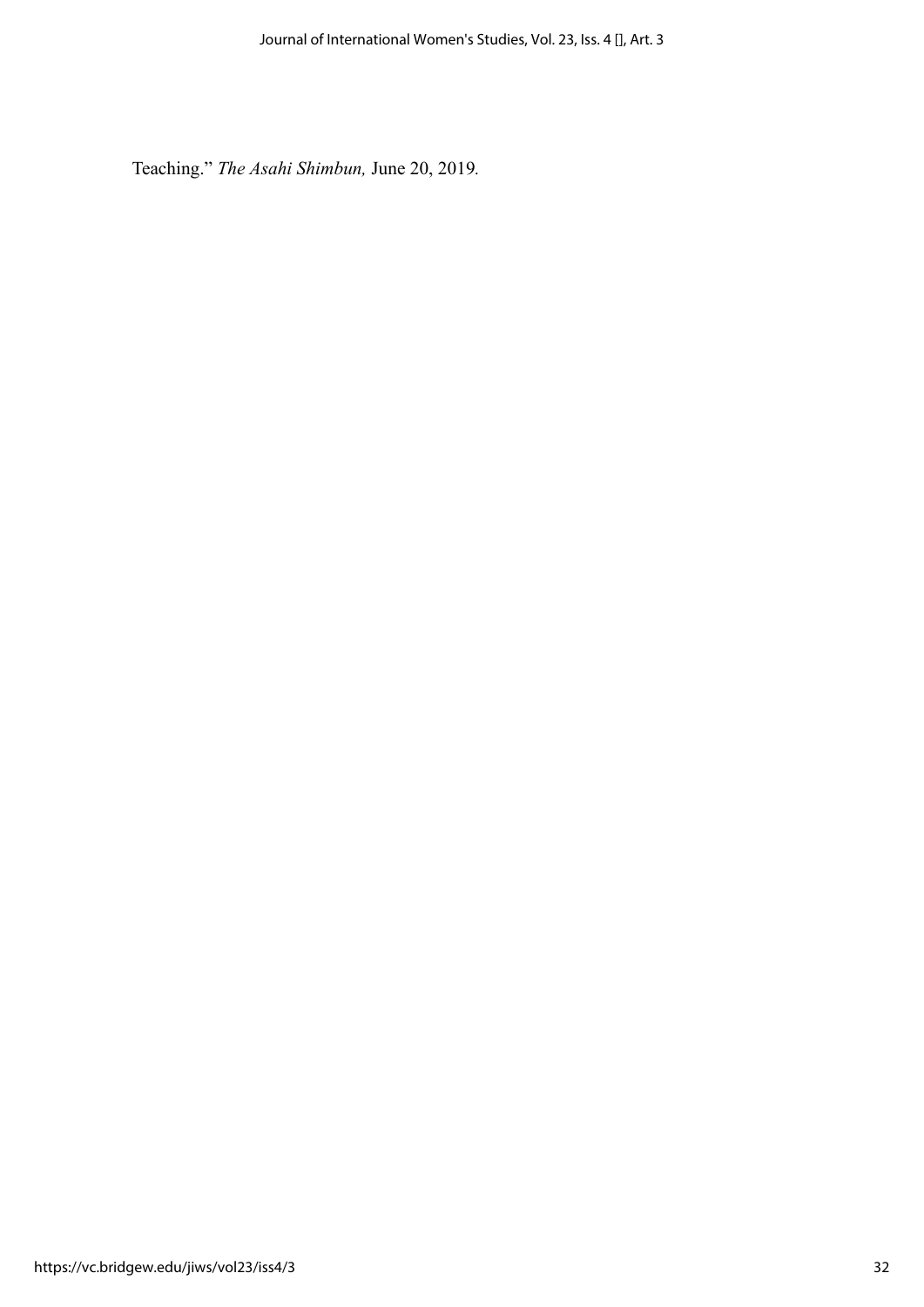Teaching." *The Asahi Shimbun,* June 20, 2019*.*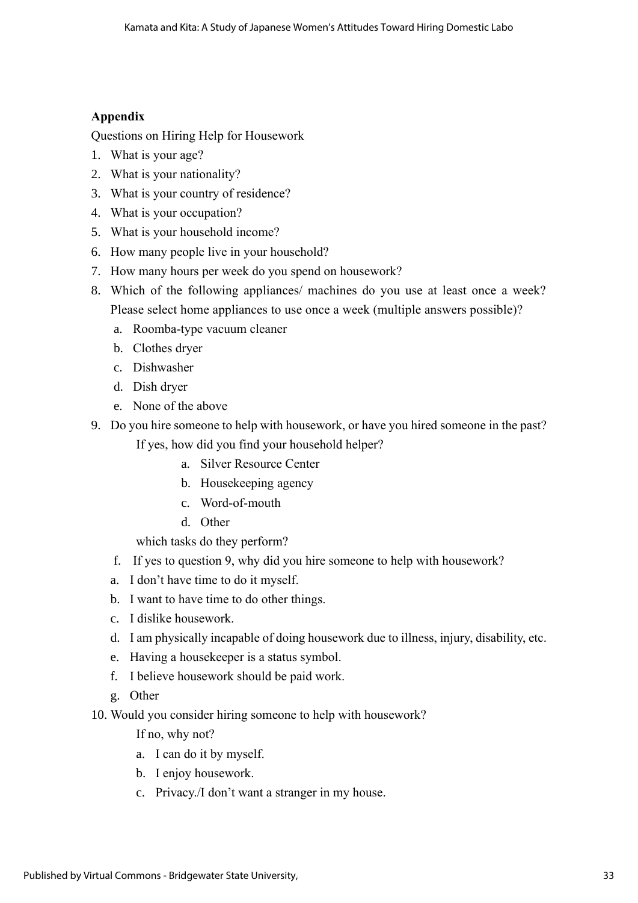**Appendix**

Questions on Hiring Help for Housework

1. What is your age?
2. What is your nationality?
3. What is your country of residence?
4. What is your occupation?
5. What is your household income?
6. How many people live in your household?
7. How many hours per week do you spend on housework?
8. Which of the following appliances/ machines do you use at least once a week? Please select home appliances to use once a week (multiple answers possible)?
   a. Roomba-type vacuum cleaner
   b. Clothes dryer
   c. Dishwasher
   d. Dish dryer
   e. None of the above
9. Do you hire someone to help with housework, or have you hired someone in the past?

   If yes, how did you find your household helper?

   a. Silver Resource Center
   b. Housekeeping agency
   c. Word-of-mouth
   d. Other

   which tasks do they perform?

   f. If yes to question 9, why did you hire someone to help with housework?

   a. I don't have time to do it myself.
   b. I want to have time to do other things.
   c. I dislike housework.
   d. I am physically incapable of doing housework due to illness, injury, disability, etc.
   e. Having a housekeeper is a status symbol.
   f. I believe housework should be paid work.
   g. Other
10. Would you consider hiring someone to help with housework?

    If no, why not?

    a. I can do it by myself.
    b. I enjoy housework.
    c. Privacy./I don't want a stranger in my house.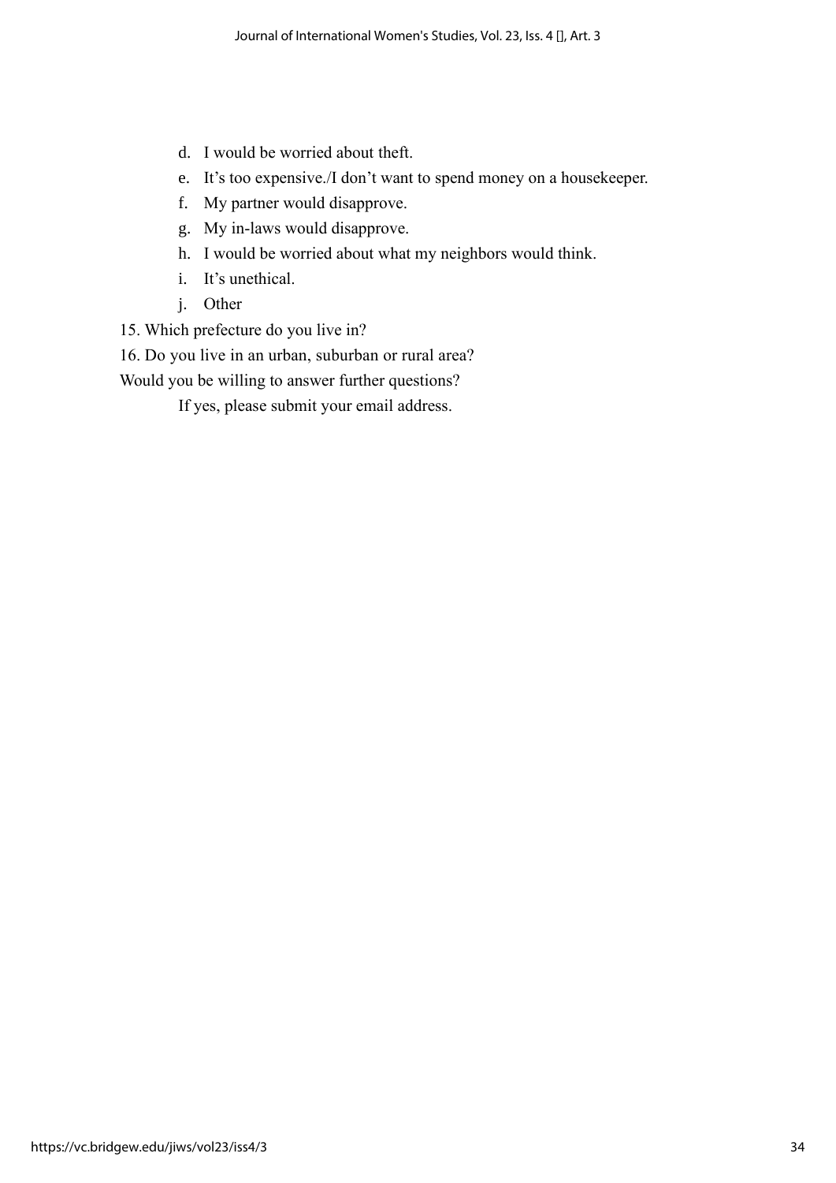d. I would be worried about theft.
   e. It's too expensive./I don't want to spend money on a housekeeper.
   f. My partner would disapprove.
   g. My in-laws would disapprove.
   h. I would be worried about what my neighbors would think.
   i. It's unethical.
   j. Other

15. Which prefecture do you live in?

16. Do you live in an urban, suburban or rural area?

Would you be willing to answer further questions?

   If yes, please submit your email address.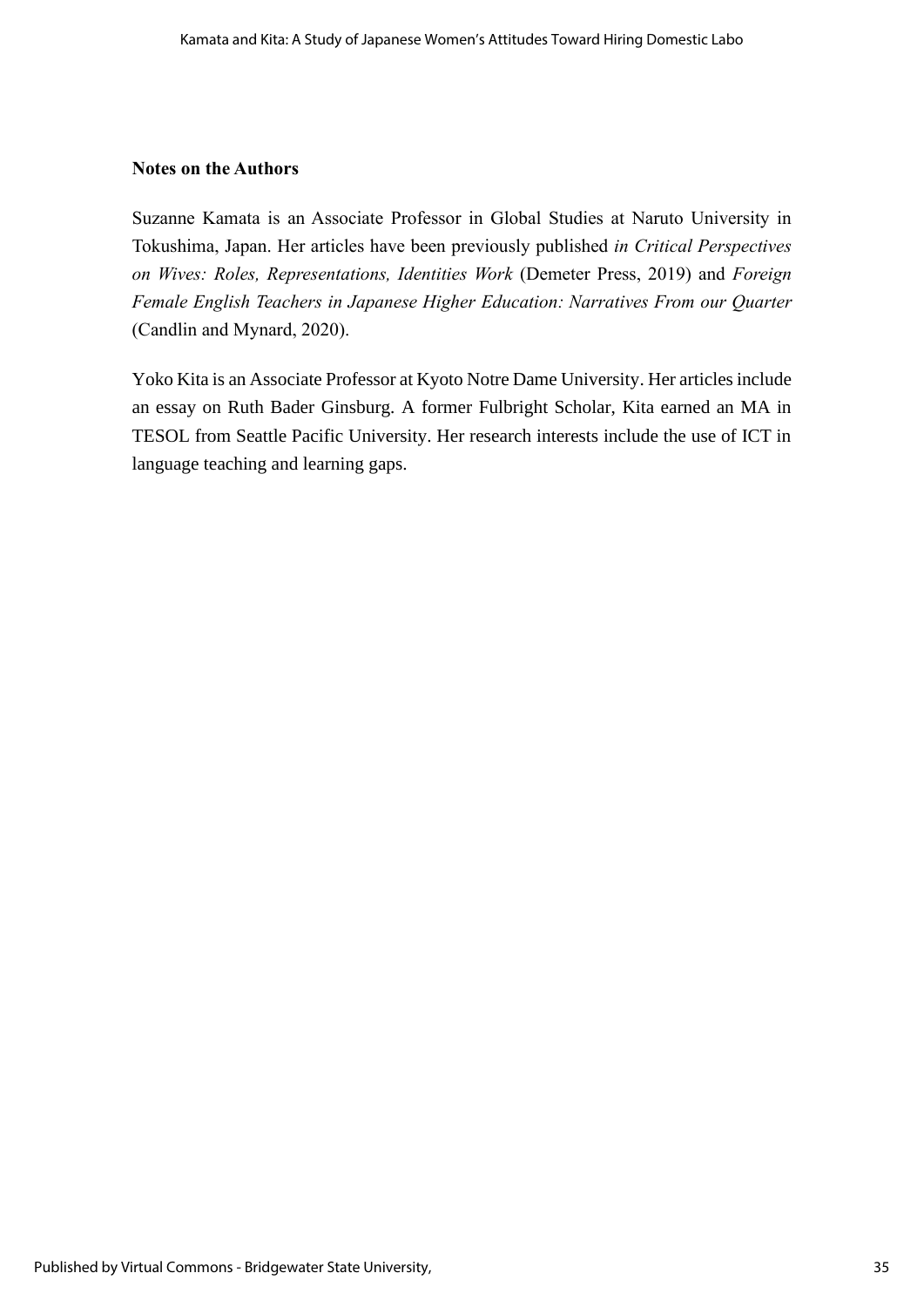**Notes on the Authors**

Suzanne Kamata is an Associate Professor in Global Studies at Naruto University in Tokushima, Japan. Her articles have been previously published *in Critical Perspectives on Wives: Roles, Representations, Identities Work* (Demeter Press, 2019) and *Foreign Female English Teachers in Japanese Higher Education: Narratives From our Quarter* (Candlin and Mynard, 2020).

Yoko Kita is an Associate Professor at Kyoto Notre Dame University. Her articles include an essay on Ruth Bader Ginsburg. A former Fulbright Scholar, Kita earned an MA in TESOL from Seattle Pacific University. Her research interests include the use of ICT in language teaching and learning gaps.